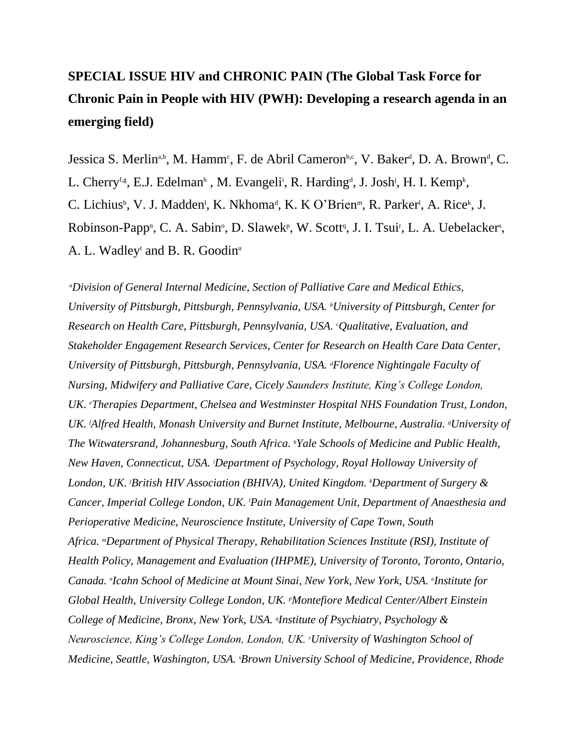# SPECIAL ISSUE HIV and CHRONIC PAIN (The Global Task Force for Chronic Pain in People with HIV (PWH): Developing a research agenda in an emerging field)

Jessica S. Merlin[a,b], M. Hamm[c], F. de Abril Cameron[b,c], V. Baker[d], D. A. Brown[d], C. L. Cherry[f,g], E.J. Edelman[h] , M. Evangeli[i], R. Harding[d], J. Josh[j], H. I. Kemp[k], C. Lichius[b], V. J. Madden[l], K. Nkhoma[d], K. K O'Brien[m], R. Parker[l], A. Rice[k], J. Robinson-Papp[n], C. A. Sabin[o], D. Slawek[p], W. Scott[q], J. I. Tsui[r], L. A. Uebelacker[s], A. L. Wadley[t] and B. R. Goodin[u]

*[a]Division of General Internal Medicine, Section of Palliative Care and Medical Ethics, University of Pittsburgh, Pittsburgh, Pennsylvania, USA. [b]University of Pittsburgh, Center for Research on Health Care, Pittsburgh, Pennsylvania, USA. [c]Qualitative, Evaluation, and Stakeholder Engagement Research Services, Center for Research on Health Care Data Center, University of Pittsburgh, Pittsburgh, Pennsylvania, USA. [d]Florence Nightingale Faculty of Nursing, Midwifery and Palliative Care, Cicely Saunders Institute, King's College London, UK. [e]Therapies Department, Chelsea and Westminster Hospital NHS Foundation Trust, London, UK. [f]Alfred Health, Monash University and Burnet Institute, Melbourne, Australia. [g]University of The Witwatersrand, Johannesburg, South Africa. [h]Yale Schools of Medicine and Public Health, New Haven, Connecticut, USA. [i]Department of Psychology, Royal Holloway University of London, UK. [j]British HIV Association (BHIVA), United Kingdom. [k]Department of Surgery & Cancer, Imperial College London, UK. [l]Pain Management Unit, Department of Anaesthesia and Perioperative Medicine, Neuroscience Institute, University of Cape Town, South Africa. [m]Department of Physical Therapy, Rehabilitation Sciences Institute (RSI), Institute of Health Policy, Management and Evaluation (IHPME), University of Toronto, Toronto, Ontario, Canada. [n]Icahn School of Medicine at Mount Sinai, New York, New York, USA. [o]Institute for Global Health, University College London, UK. [p]Montefiore Medical Center/Albert Einstein College of Medicine, Bronx, New York, USA. [q]Institute of Psychiatry, Psychology & Neuroscience, King's College London, London, UK. [r]University of Washington School of Medicine, Seattle, Washington, USA. [s]Brown University School of Medicine, Providence, Rhode*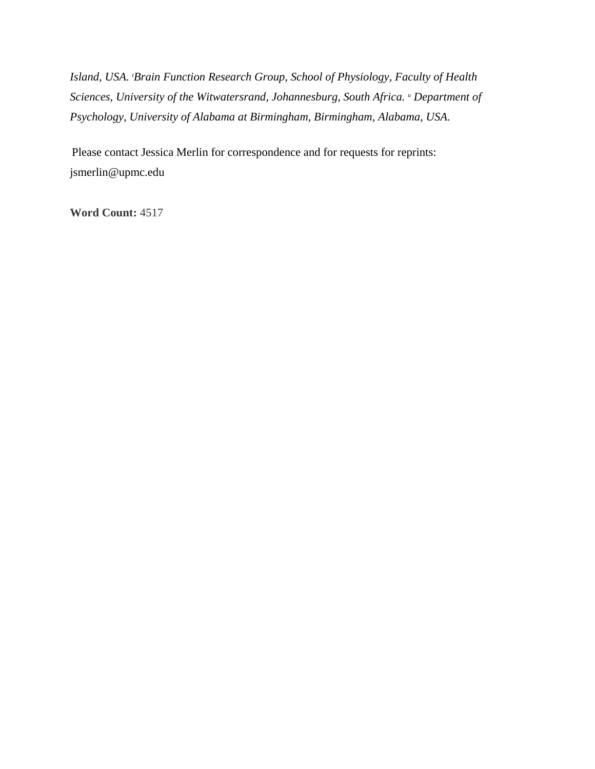*Island, USA.* [t] *Brain Function Research Group, School of Physiology, Faculty of Health Sciences, University of the Witwatersrand, Johannesburg, South Africa.* [u] *Department of Psychology, University of Alabama at Birmingham, Birmingham, Alabama, USA.*

Please contact Jessica Merlin for correspondence and for requests for reprints: jsmerlin@upmc.edu

**Word Count:** 4517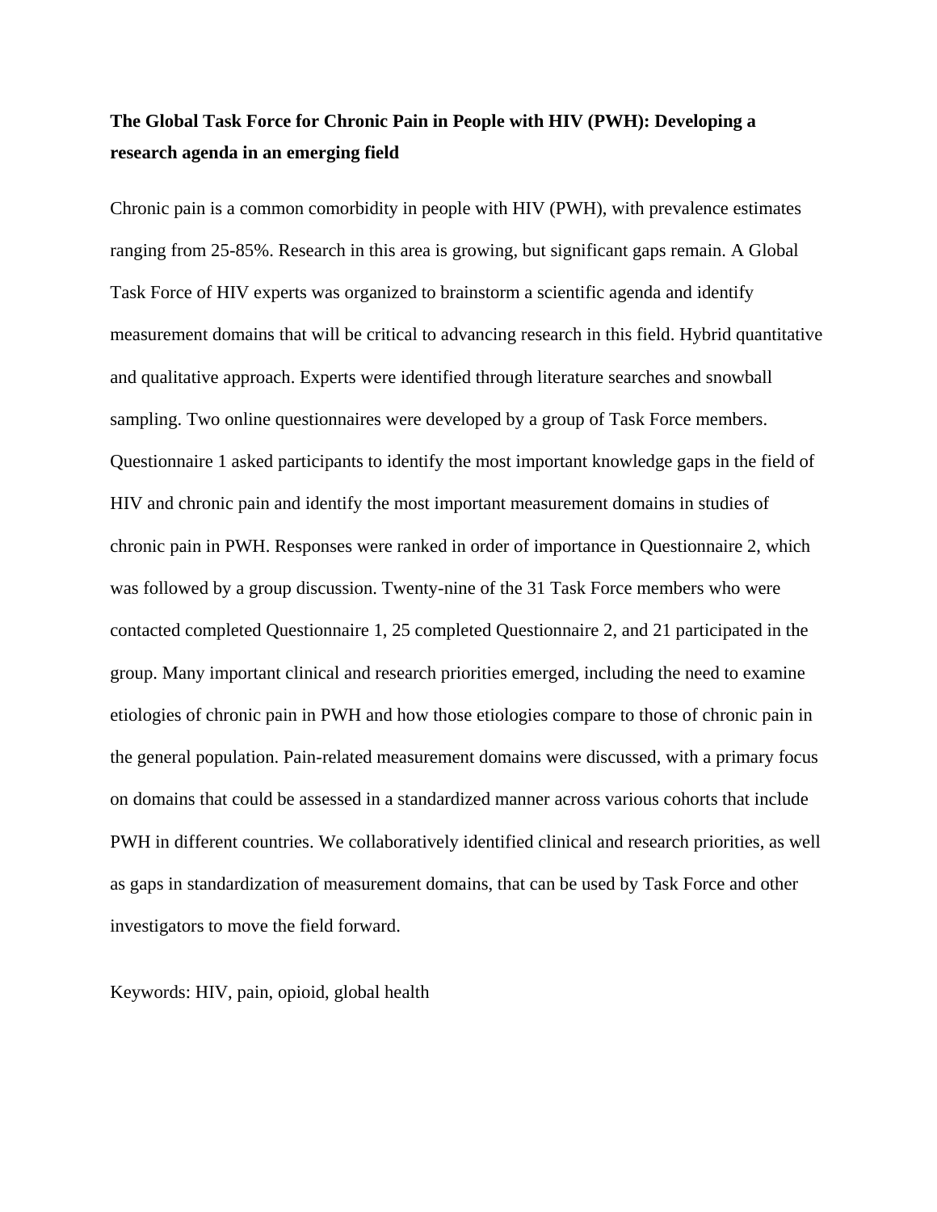**The Global Task Force for Chronic Pain in People with HIV (PWH): Developing a research agenda in an emerging field**

Chronic pain is a common comorbidity in people with HIV (PWH), with prevalence estimates ranging from 25-85%. Research in this area is growing, but significant gaps remain. A Global Task Force of HIV experts was organized to brainstorm a scientific agenda and identify measurement domains that will be critical to advancing research in this field. Hybrid quantitative and qualitative approach. Experts were identified through literature searches and snowball sampling. Two online questionnaires were developed by a group of Task Force members. Questionnaire 1 asked participants to identify the most important knowledge gaps in the field of HIV and chronic pain and identify the most important measurement domains in studies of chronic pain in PWH. Responses were ranked in order of importance in Questionnaire 2, which was followed by a group discussion. Twenty-nine of the 31 Task Force members who were contacted completed Questionnaire 1, 25 completed Questionnaire 2, and 21 participated in the group. Many important clinical and research priorities emerged, including the need to examine etiologies of chronic pain in PWH and how those etiologies compare to those of chronic pain in the general population. Pain-related measurement domains were discussed, with a primary focus on domains that could be assessed in a standardized manner across various cohorts that include PWH in different countries. We collaboratively identified clinical and research priorities, as well as gaps in standardization of measurement domains, that can be used by Task Force and other investigators to move the field forward.

Keywords: HIV, pain, opioid, global health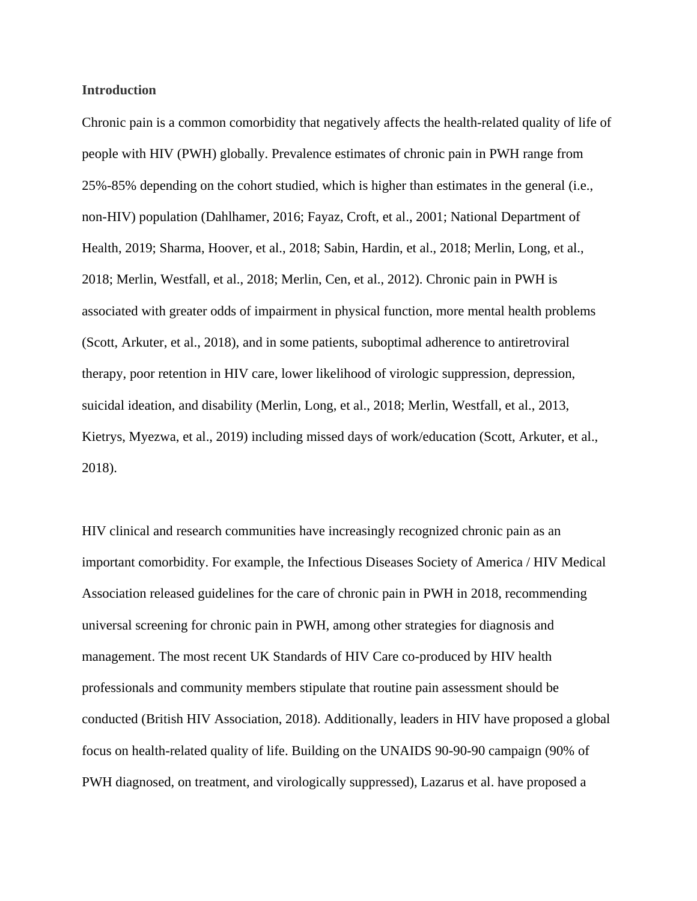**Introduction**

Chronic pain is a common comorbidity that negatively affects the health-related quality of life of people with HIV (PWH) globally. Prevalence estimates of chronic pain in PWH range from 25%-85% depending on the cohort studied, which is higher than estimates in the general (i.e., non-HIV) population (Dahlhamer, 2016; Fayaz, Croft, et al., 2001; National Department of Health, 2019; Sharma, Hoover, et al., 2018; Sabin, Hardin, et al., 2018; Merlin, Long, et al., 2018; Merlin, Westfall, et al., 2018; Merlin, Cen, et al., 2012). Chronic pain in PWH is associated with greater odds of impairment in physical function, more mental health problems (Scott, Arkuter, et al., 2018), and in some patients, suboptimal adherence to antiretroviral therapy, poor retention in HIV care, lower likelihood of virologic suppression, depression, suicidal ideation, and disability (Merlin, Long, et al., 2018; Merlin, Westfall, et al., 2013, Kietrys, Myezwa, et al., 2019) including missed days of work/education (Scott, Arkuter, et al., 2018).

HIV clinical and research communities have increasingly recognized chronic pain as an important comorbidity. For example, the Infectious Diseases Society of America / HIV Medical Association released guidelines for the care of chronic pain in PWH in 2018, recommending universal screening for chronic pain in PWH, among other strategies for diagnosis and management. The most recent UK Standards of HIV Care co-produced by HIV health professionals and community members stipulate that routine pain assessment should be conducted (British HIV Association, 2018). Additionally, leaders in HIV have proposed a global focus on health-related quality of life. Building on the UNAIDS 90-90-90 campaign (90% of PWH diagnosed, on treatment, and virologically suppressed), Lazarus et al. have proposed a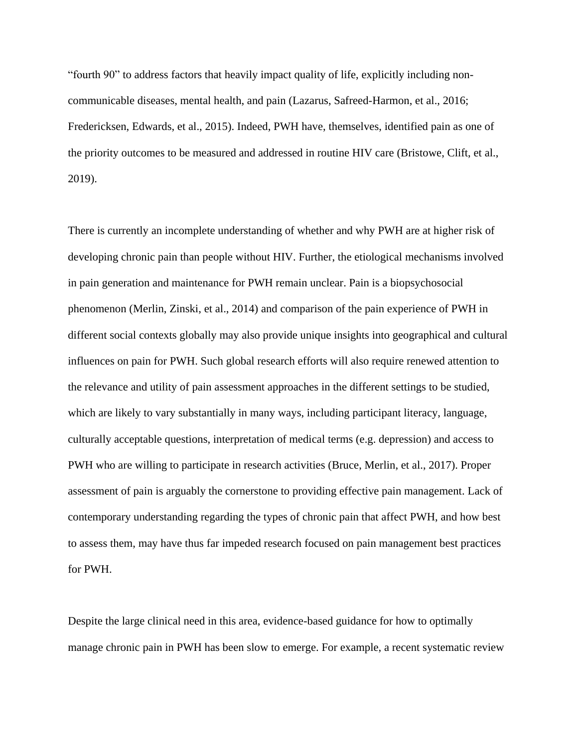"fourth 90" to address factors that heavily impact quality of life, explicitly including non-communicable diseases, mental health, and pain (Lazarus, Safreed-Harmon, et al., 2016; Fredericksen, Edwards, et al., 2015). Indeed, PWH have, themselves, identified pain as one of the priority outcomes to be measured and addressed in routine HIV care (Bristowe, Clift, et al., 2019).

There is currently an incomplete understanding of whether and why PWH are at higher risk of developing chronic pain than people without HIV. Further, the etiological mechanisms involved in pain generation and maintenance for PWH remain unclear. Pain is a biopsychosocial phenomenon (Merlin, Zinski, et al., 2014) and comparison of the pain experience of PWH in different social contexts globally may also provide unique insights into geographical and cultural influences on pain for PWH. Such global research efforts will also require renewed attention to the relevance and utility of pain assessment approaches in the different settings to be studied, which are likely to vary substantially in many ways, including participant literacy, language, culturally acceptable questions, interpretation of medical terms (e.g. depression) and access to PWH who are willing to participate in research activities (Bruce, Merlin, et al., 2017). Proper assessment of pain is arguably the cornerstone to providing effective pain management. Lack of contemporary understanding regarding the types of chronic pain that affect PWH, and how best to assess them, may have thus far impeded research focused on pain management best practices for PWH.

Despite the large clinical need in this area, evidence-based guidance for how to optimally manage chronic pain in PWH has been slow to emerge. For example, a recent systematic review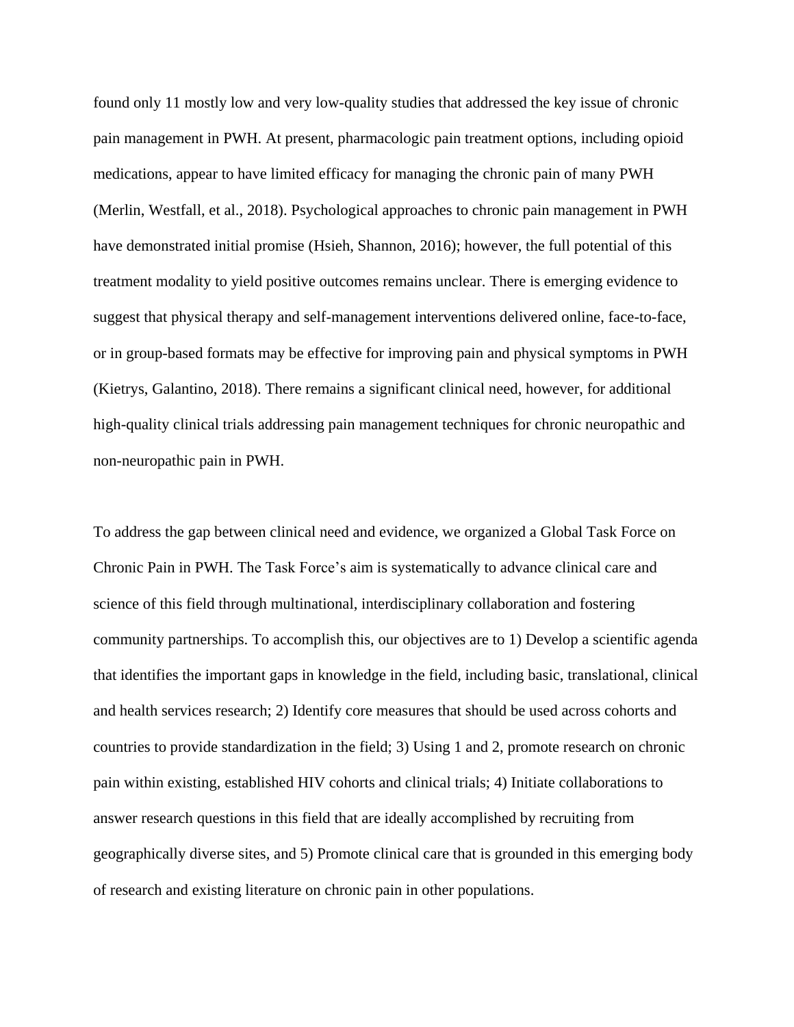found only 11 mostly low and very low-quality studies that addressed the key issue of chronic pain management in PWH. At present, pharmacologic pain treatment options, including opioid medications, appear to have limited efficacy for managing the chronic pain of many PWH (Merlin, Westfall, et al., 2018). Psychological approaches to chronic pain management in PWH have demonstrated initial promise (Hsieh, Shannon, 2016); however, the full potential of this treatment modality to yield positive outcomes remains unclear. There is emerging evidence to suggest that physical therapy and self-management interventions delivered online, face-to-face, or in group-based formats may be effective for improving pain and physical symptoms in PWH (Kietrys, Galantino, 2018). There remains a significant clinical need, however, for additional high-quality clinical trials addressing pain management techniques for chronic neuropathic and non-neuropathic pain in PWH.

To address the gap between clinical need and evidence, we organized a Global Task Force on Chronic Pain in PWH. The Task Force's aim is systematically to advance clinical care and science of this field through multinational, interdisciplinary collaboration and fostering community partnerships. To accomplish this, our objectives are to 1) Develop a scientific agenda that identifies the important gaps in knowledge in the field, including basic, translational, clinical and health services research; 2) Identify core measures that should be used across cohorts and countries to provide standardization in the field; 3) Using 1 and 2, promote research on chronic pain within existing, established HIV cohorts and clinical trials; 4) Initiate collaborations to answer research questions in this field that are ideally accomplished by recruiting from geographically diverse sites, and 5) Promote clinical care that is grounded in this emerging body of research and existing literature on chronic pain in other populations.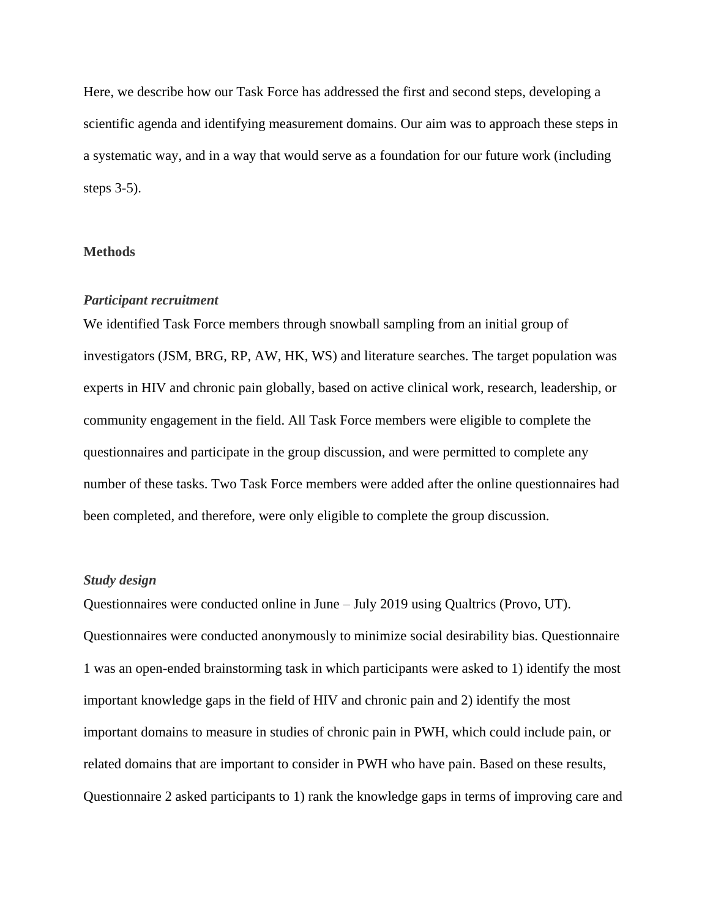Here, we describe how our Task Force has addressed the first and second steps, developing a scientific agenda and identifying measurement domains. Our aim was to approach these steps in a systematic way, and in a way that would serve as a foundation for our future work (including steps 3-5).

## Methods

### *Participant recruitment*

We identified Task Force members through snowball sampling from an initial group of investigators (JSM, BRG, RP, AW, HK, WS) and literature searches. The target population was experts in HIV and chronic pain globally, based on active clinical work, research, leadership, or community engagement in the field. All Task Force members were eligible to complete the questionnaires and participate in the group discussion, and were permitted to complete any number of these tasks. Two Task Force members were added after the online questionnaires had been completed, and therefore, were only eligible to complete the group discussion.

### *Study design*

Questionnaires were conducted online in June – July 2019 using Qualtrics (Provo, UT). Questionnaires were conducted anonymously to minimize social desirability bias. Questionnaire 1 was an open-ended brainstorming task in which participants were asked to 1) identify the most important knowledge gaps in the field of HIV and chronic pain and 2) identify the most important domains to measure in studies of chronic pain in PWH, which could include pain, or related domains that are important to consider in PWH who have pain. Based on these results, Questionnaire 2 asked participants to 1) rank the knowledge gaps in terms of improving care and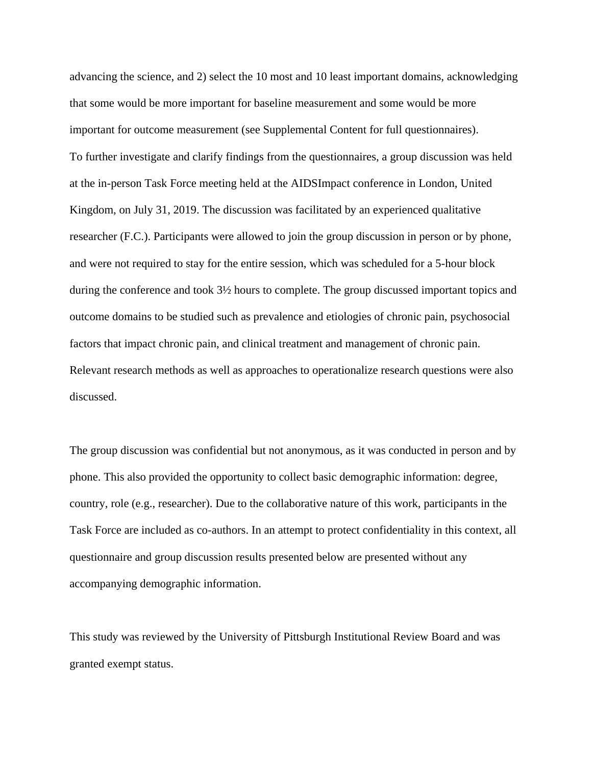advancing the science, and 2) select the 10 most and 10 least important domains, acknowledging that some would be more important for baseline measurement and some would be more important for outcome measurement (see Supplemental Content for full questionnaires).

To further investigate and clarify findings from the questionnaires, a group discussion was held at the in-person Task Force meeting held at the AIDSImpact conference in London, United Kingdom, on July 31, 2019. The discussion was facilitated by an experienced qualitative researcher (F.C.). Participants were allowed to join the group discussion in person or by phone, and were not required to stay for the entire session, which was scheduled for a 5-hour block during the conference and took 3½ hours to complete. The group discussed important topics and outcome domains to be studied such as prevalence and etiologies of chronic pain, psychosocial factors that impact chronic pain, and clinical treatment and management of chronic pain. Relevant research methods as well as approaches to operationalize research questions were also discussed.

The group discussion was confidential but not anonymous, as it was conducted in person and by phone. This also provided the opportunity to collect basic demographic information: degree, country, role (e.g., researcher). Due to the collaborative nature of this work, participants in the Task Force are included as co-authors. In an attempt to protect confidentiality in this context, all questionnaire and group discussion results presented below are presented without any accompanying demographic information.

This study was reviewed by the University of Pittsburgh Institutional Review Board and was granted exempt status.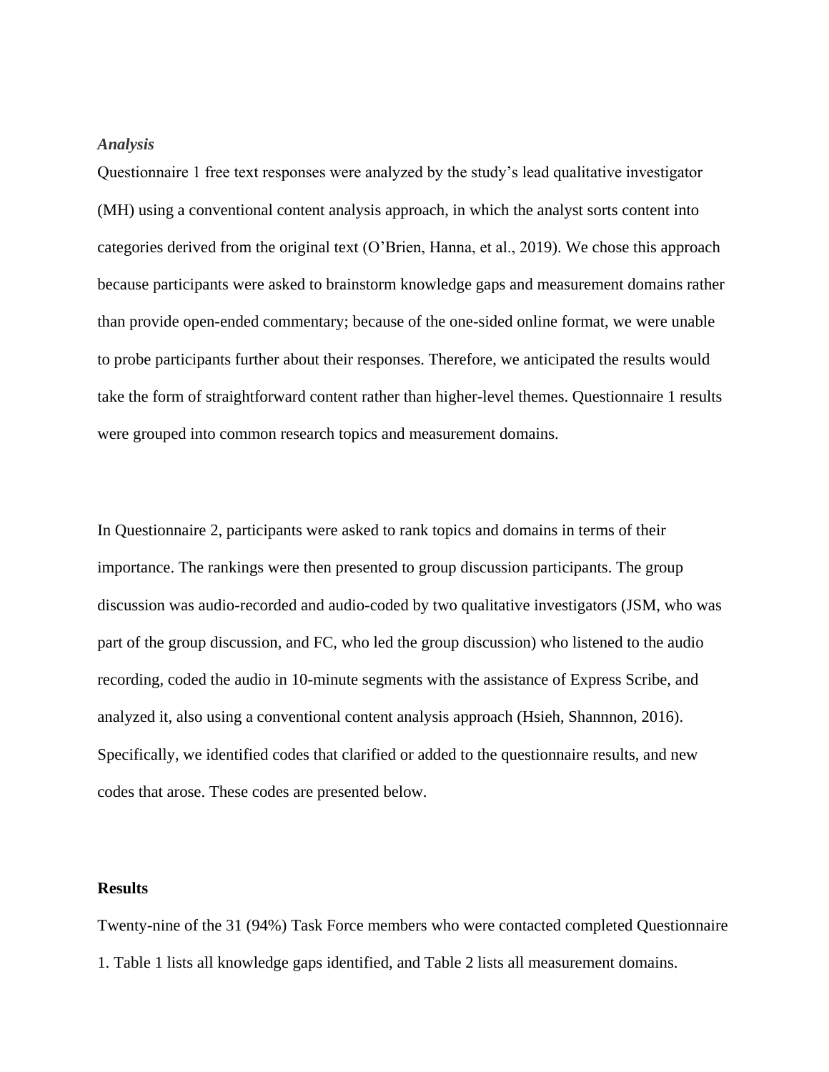***Analysis***

Questionnaire 1 free text responses were analyzed by the study's lead qualitative investigator (MH) using a conventional content analysis approach, in which the analyst sorts content into categories derived from the original text (O'Brien, Hanna, et al., 2019). We chose this approach because participants were asked to brainstorm knowledge gaps and measurement domains rather than provide open-ended commentary; because of the one-sided online format, we were unable to probe participants further about their responses. Therefore, we anticipated the results would take the form of straightforward content rather than higher-level themes. Questionnaire 1 results were grouped into common research topics and measurement domains.

In Questionnaire 2, participants were asked to rank topics and domains in terms of their importance. The rankings were then presented to group discussion participants. The group discussion was audio-recorded and audio-coded by two qualitative investigators (JSM, who was part of the group discussion, and FC, who led the group discussion) who listened to the audio recording, coded the audio in 10-minute segments with the assistance of Express Scribe, and analyzed it, also using a conventional content analysis approach (Hsieh, Shannnon, 2016). Specifically, we identified codes that clarified or added to the questionnaire results, and new codes that arose. These codes are presented below.

**Results**

Twenty-nine of the 31 (94%) Task Force members who were contacted completed Questionnaire 1. Table 1 lists all knowledge gaps identified, and Table 2 lists all measurement domains.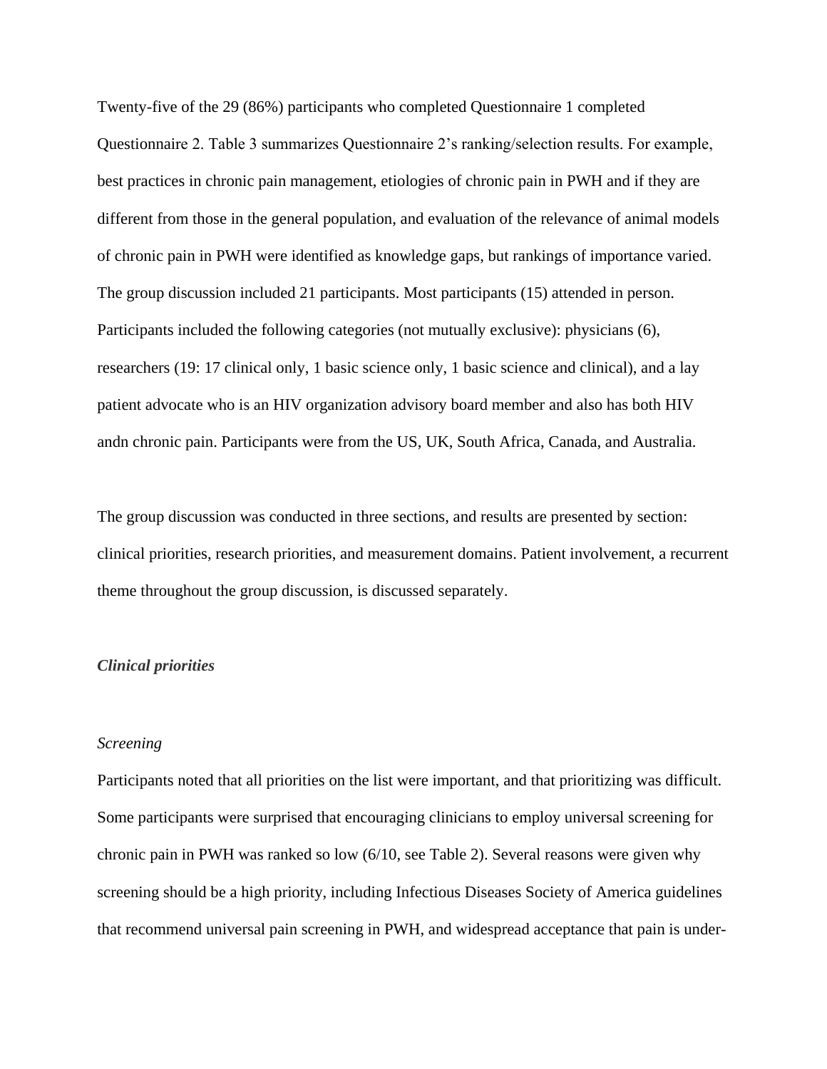Twenty-five of the 29 (86%) participants who completed Questionnaire 1 completed Questionnaire 2. Table 3 summarizes Questionnaire 2's ranking/selection results. For example, best practices in chronic pain management, etiologies of chronic pain in PWH and if they are different from those in the general population, and evaluation of the relevance of animal models of chronic pain in PWH were identified as knowledge gaps, but rankings of importance varied. The group discussion included 21 participants. Most participants (15) attended in person. Participants included the following categories (not mutually exclusive): physicians (6), researchers (19: 17 clinical only, 1 basic science only, 1 basic science and clinical), and a lay patient advocate who is an HIV organization advisory board member and also has both HIV andn chronic pain. Participants were from the US, UK, South Africa, Canada, and Australia.

The group discussion was conducted in three sections, and results are presented by section: clinical priorities, research priorities, and measurement domains. Patient involvement, a recurrent theme throughout the group discussion, is discussed separately.

***Clinical priorities***

*Screening*

Participants noted that all priorities on the list were important, and that prioritizing was difficult. Some participants were surprised that encouraging clinicians to employ universal screening for chronic pain in PWH was ranked so low (6/10, see Table 2). Several reasons were given why screening should be a high priority, including Infectious Diseases Society of America guidelines that recommend universal pain screening in PWH, and widespread acceptance that pain is under-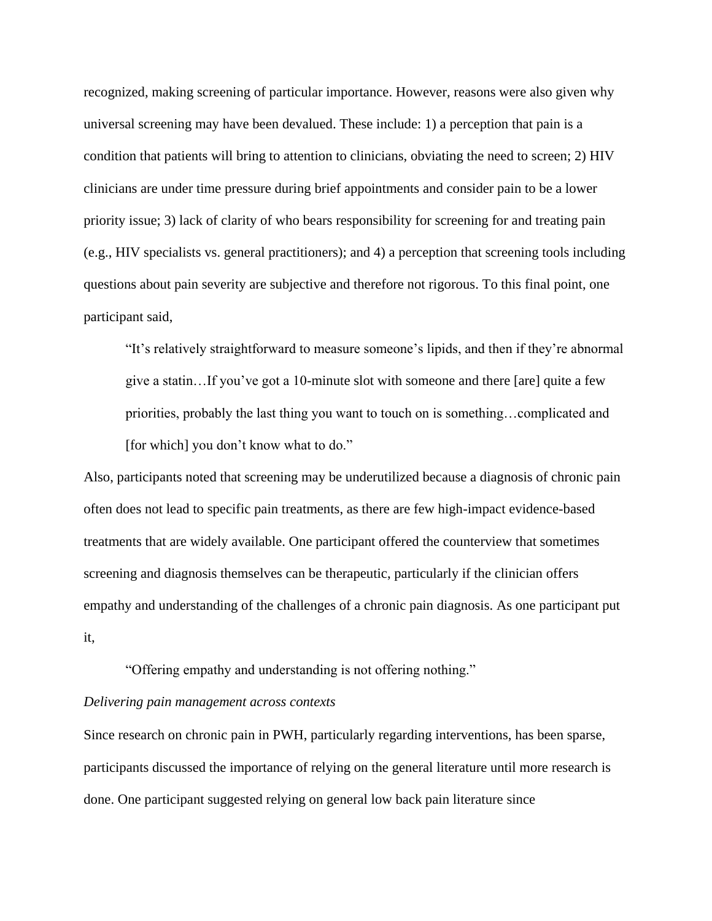recognized, making screening of particular importance. However, reasons were also given why universal screening may have been devalued. These include: 1) a perception that pain is a condition that patients will bring to attention to clinicians, obviating the need to screen; 2) HIV clinicians are under time pressure during brief appointments and consider pain to be a lower priority issue; 3) lack of clarity of who bears responsibility for screening for and treating pain (e.g., HIV specialists vs. general practitioners); and 4) a perception that screening tools including questions about pain severity are subjective and therefore not rigorous. To this final point, one participant said,

> "It's relatively straightforward to measure someone's lipids, and then if they're abnormal give a statin…If you've got a 10-minute slot with someone and there [are] quite a few priorities, probably the last thing you want to touch on is something…complicated and [for which] you don't know what to do."

Also, participants noted that screening may be underutilized because a diagnosis of chronic pain often does not lead to specific pain treatments, as there are few high-impact evidence-based treatments that are widely available. One participant offered the counterview that sometimes screening and diagnosis themselves can be therapeutic, particularly if the clinician offers empathy and understanding of the challenges of a chronic pain diagnosis. As one participant put it,

> "Offering empathy and understanding is not offering nothing."

*Delivering pain management across contexts*

Since research on chronic pain in PWH, particularly regarding interventions, has been sparse, participants discussed the importance of relying on the general literature until more research is done. One participant suggested relying on general low back pain literature since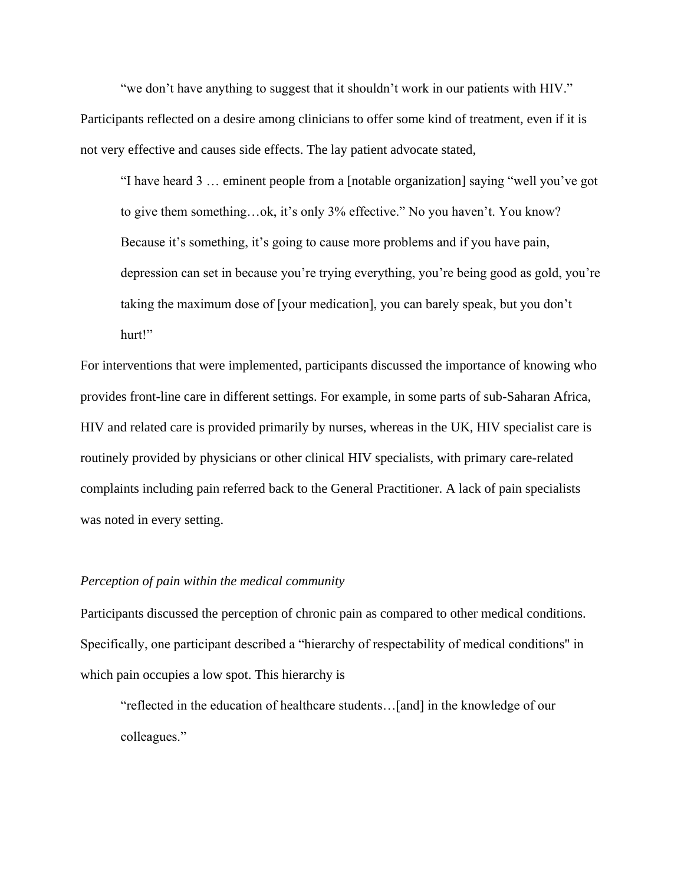"we don't have anything to suggest that it shouldn't work in our patients with HIV." Participants reflected on a desire among clinicians to offer some kind of treatment, even if it is not very effective and causes side effects. The lay patient advocate stated,

> "I have heard 3 … eminent people from a [notable organization] saying "well you've got to give them something…ok, it's only 3% effective." No you haven't. You know? Because it's something, it's going to cause more problems and if you have pain, depression can set in because you're trying everything, you're being good as gold, you're taking the maximum dose of [your medication], you can barely speak, but you don't hurt!"

For interventions that were implemented, participants discussed the importance of knowing who provides front-line care in different settings. For example, in some parts of sub-Saharan Africa, HIV and related care is provided primarily by nurses, whereas in the UK, HIV specialist care is routinely provided by physicians or other clinical HIV specialists, with primary care-related complaints including pain referred back to the General Practitioner. A lack of pain specialists was noted in every setting.

*Perception of pain within the medical community*

Participants discussed the perception of chronic pain as compared to other medical conditions. Specifically, one participant described a "hierarchy of respectability of medical conditions" in which pain occupies a low spot. This hierarchy is

> "reflected in the education of healthcare students…[and] in the knowledge of our colleagues."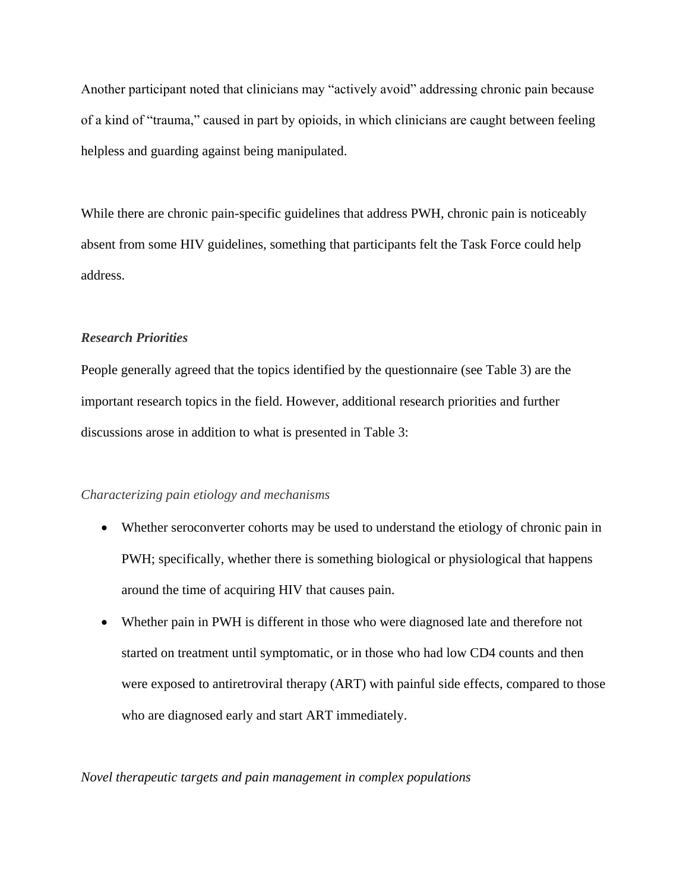Another participant noted that clinicians may "actively avoid" addressing chronic pain because of a kind of "trauma," caused in part by opioids, in which clinicians are caught between feeling helpless and guarding against being manipulated.

While there are chronic pain-specific guidelines that address PWH, chronic pain is noticeably absent from some HIV guidelines, something that participants felt the Task Force could help address.

### *Research Priorities*

People generally agreed that the topics identified by the questionnaire (see Table 3) are the important research topics in the field. However, additional research priorities and further discussions arose in addition to what is presented in Table 3:

*Characterizing pain etiology and mechanisms*

- Whether seroconverter cohorts may be used to understand the etiology of chronic pain in PWH; specifically, whether there is something biological or physiological that happens around the time of acquiring HIV that causes pain.
- Whether pain in PWH is different in those who were diagnosed late and therefore not started on treatment until symptomatic, or in those who had low CD4 counts and then were exposed to antiretroviral therapy (ART) with painful side effects, compared to those who are diagnosed early and start ART immediately.

*Novel therapeutic targets and pain management in complex populations*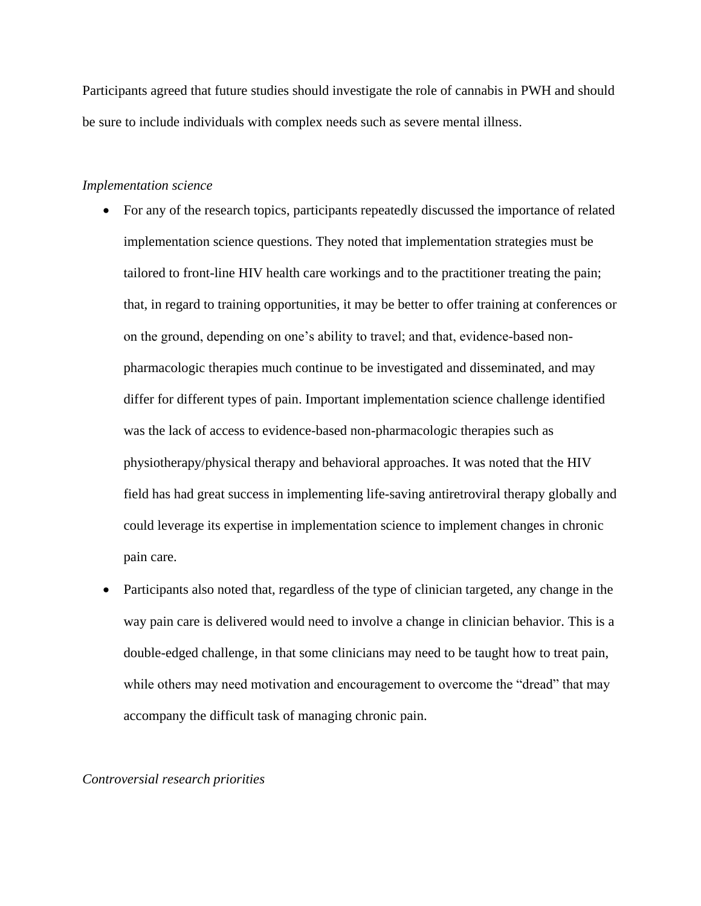Participants agreed that future studies should investigate the role of cannabis in PWH and should be sure to include individuals with complex needs such as severe mental illness.

*Implementation science*

- For any of the research topics, participants repeatedly discussed the importance of related implementation science questions. They noted that implementation strategies must be tailored to front-line HIV health care workings and to the practitioner treating the pain; that, in regard to training opportunities, it may be better to offer training at conferences or on the ground, depending on one's ability to travel; and that, evidence-based non-pharmacologic therapies much continue to be investigated and disseminated, and may differ for different types of pain. Important implementation science challenge identified was the lack of access to evidence-based non-pharmacologic therapies such as physiotherapy/physical therapy and behavioral approaches. It was noted that the HIV field has had great success in implementing life-saving antiretroviral therapy globally and could leverage its expertise in implementation science to implement changes in chronic pain care.
- Participants also noted that, regardless of the type of clinician targeted, any change in the way pain care is delivered would need to involve a change in clinician behavior. This is a double-edged challenge, in that some clinicians may need to be taught how to treat pain, while others may need motivation and encouragement to overcome the "dread" that may accompany the difficult task of managing chronic pain.

*Controversial research priorities*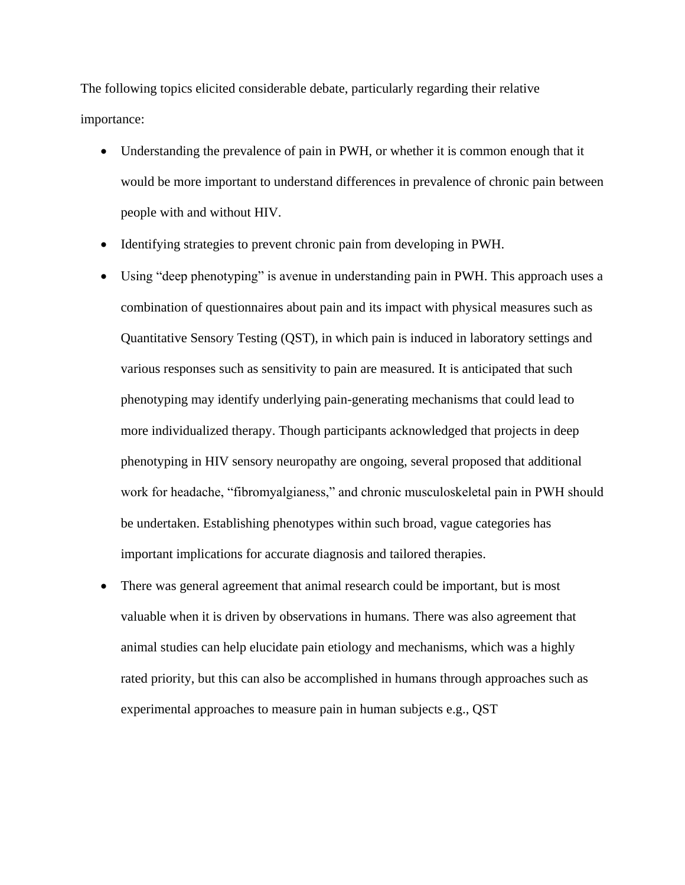The following topics elicited considerable debate, particularly regarding their relative importance:

- Understanding the prevalence of pain in PWH, or whether it is common enough that it would be more important to understand differences in prevalence of chronic pain between people with and without HIV.
- Identifying strategies to prevent chronic pain from developing in PWH.
- Using "deep phenotyping" is avenue in understanding pain in PWH. This approach uses a combination of questionnaires about pain and its impact with physical measures such as Quantitative Sensory Testing (QST), in which pain is induced in laboratory settings and various responses such as sensitivity to pain are measured. It is anticipated that such phenotyping may identify underlying pain-generating mechanisms that could lead to more individualized therapy. Though participants acknowledged that projects in deep phenotyping in HIV sensory neuropathy are ongoing, several proposed that additional work for headache, "fibromyalgianess," and chronic musculoskeletal pain in PWH should be undertaken. Establishing phenotypes within such broad, vague categories has important implications for accurate diagnosis and tailored therapies.
- There was general agreement that animal research could be important, but is most valuable when it is driven by observations in humans. There was also agreement that animal studies can help elucidate pain etiology and mechanisms, which was a highly rated priority, but this can also be accomplished in humans through approaches such as experimental approaches to measure pain in human subjects e.g., QST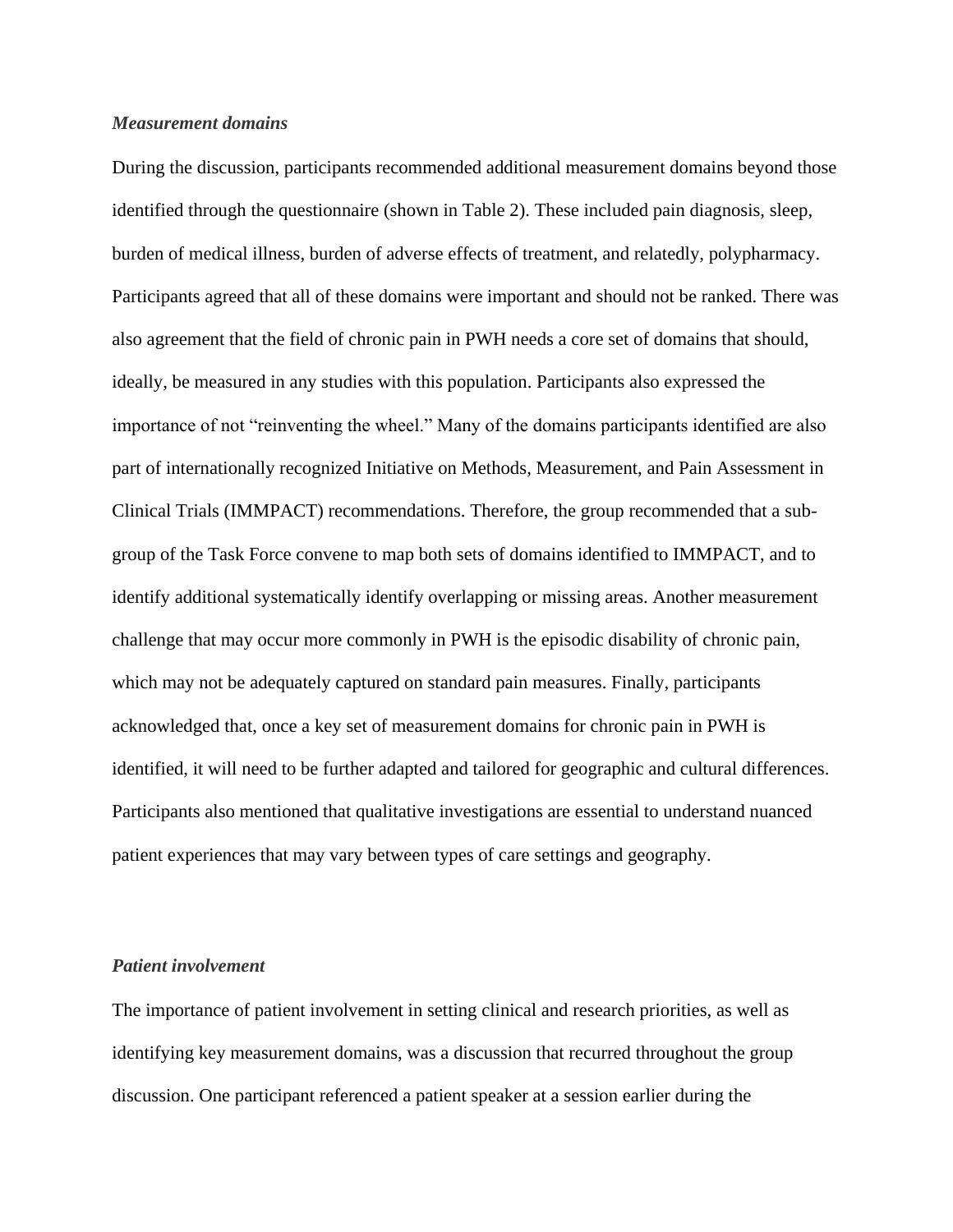### *Measurement domains*

During the discussion, participants recommended additional measurement domains beyond those identified through the questionnaire (shown in Table 2). These included pain diagnosis, sleep, burden of medical illness, burden of adverse effects of treatment, and relatedly, polypharmacy. Participants agreed that all of these domains were important and should not be ranked. There was also agreement that the field of chronic pain in PWH needs a core set of domains that should, ideally, be measured in any studies with this population. Participants also expressed the importance of not "reinventing the wheel." Many of the domains participants identified are also part of internationally recognized Initiative on Methods, Measurement, and Pain Assessment in Clinical Trials (IMMPACT) recommendations. Therefore, the group recommended that a sub-group of the Task Force convene to map both sets of domains identified to IMMPACT, and to identify additional systematically identify overlapping or missing areas. Another measurement challenge that may occur more commonly in PWH is the episodic disability of chronic pain, which may not be adequately captured on standard pain measures. Finally, participants acknowledged that, once a key set of measurement domains for chronic pain in PWH is identified, it will need to be further adapted and tailored for geographic and cultural differences. Participants also mentioned that qualitative investigations are essential to understand nuanced patient experiences that may vary between types of care settings and geography.

### *Patient involvement*

The importance of patient involvement in setting clinical and research priorities, as well as identifying key measurement domains, was a discussion that recurred throughout the group discussion. One participant referenced a patient speaker at a session earlier during the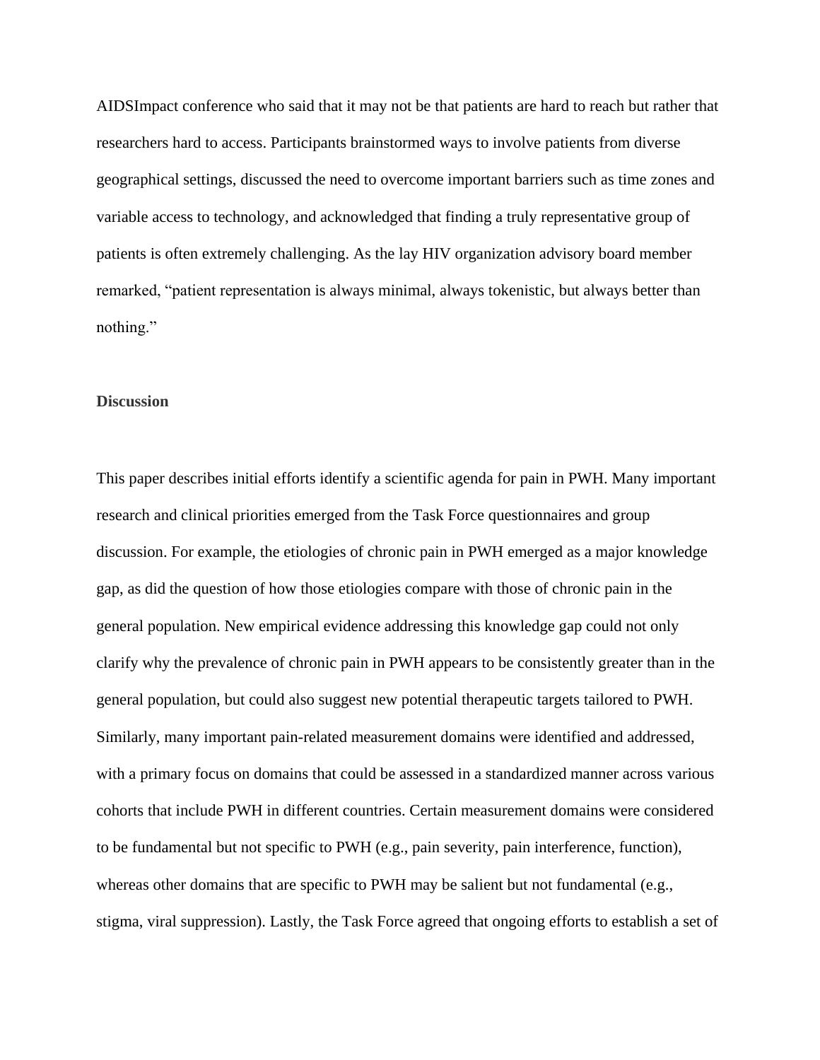AIDSImpact conference who said that it may not be that patients are hard to reach but rather that researchers hard to access. Participants brainstormed ways to involve patients from diverse geographical settings, discussed the need to overcome important barriers such as time zones and variable access to technology, and acknowledged that finding a truly representative group of patients is often extremely challenging. As the lay HIV organization advisory board member remarked, "patient representation is always minimal, always tokenistic, but always better than nothing."

## Discussion

This paper describes initial efforts identify a scientific agenda for pain in PWH. Many important research and clinical priorities emerged from the Task Force questionnaires and group discussion. For example, the etiologies of chronic pain in PWH emerged as a major knowledge gap, as did the question of how those etiologies compare with those of chronic pain in the general population. New empirical evidence addressing this knowledge gap could not only clarify why the prevalence of chronic pain in PWH appears to be consistently greater than in the general population, but could also suggest new potential therapeutic targets tailored to PWH. Similarly, many important pain-related measurement domains were identified and addressed, with a primary focus on domains that could be assessed in a standardized manner across various cohorts that include PWH in different countries. Certain measurement domains were considered to be fundamental but not specific to PWH (e.g., pain severity, pain interference, function), whereas other domains that are specific to PWH may be salient but not fundamental (e.g., stigma, viral suppression). Lastly, the Task Force agreed that ongoing efforts to establish a set of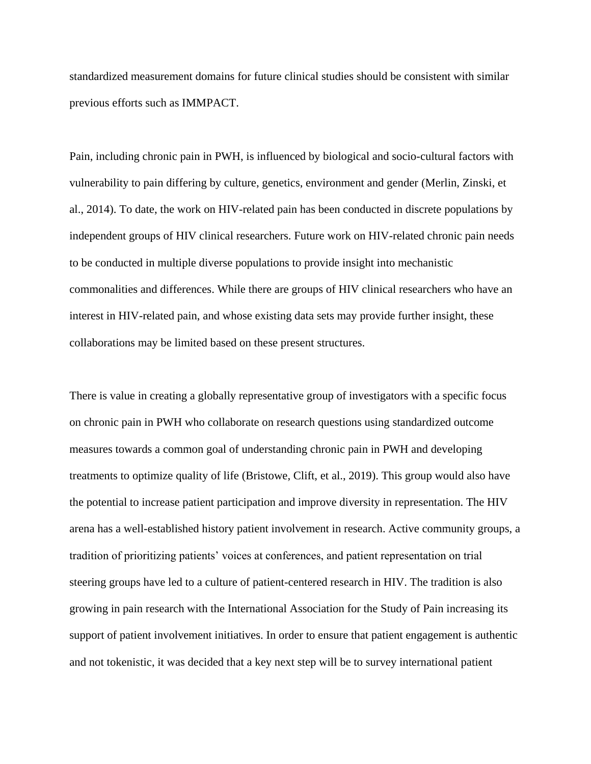standardized measurement domains for future clinical studies should be consistent with similar previous efforts such as IMMPACT.

Pain, including chronic pain in PWH, is influenced by biological and socio-cultural factors with vulnerability to pain differing by culture, genetics, environment and gender (Merlin, Zinski, et al., 2014). To date, the work on HIV-related pain has been conducted in discrete populations by independent groups of HIV clinical researchers. Future work on HIV-related chronic pain needs to be conducted in multiple diverse populations to provide insight into mechanistic commonalities and differences. While there are groups of HIV clinical researchers who have an interest in HIV-related pain, and whose existing data sets may provide further insight, these collaborations may be limited based on these present structures.

There is value in creating a globally representative group of investigators with a specific focus on chronic pain in PWH who collaborate on research questions using standardized outcome measures towards a common goal of understanding chronic pain in PWH and developing treatments to optimize quality of life (Bristowe, Clift, et al., 2019). This group would also have the potential to increase patient participation and improve diversity in representation. The HIV arena has a well-established history patient involvement in research. Active community groups, a tradition of prioritizing patients' voices at conferences, and patient representation on trial steering groups have led to a culture of patient-centered research in HIV. The tradition is also growing in pain research with the International Association for the Study of Pain increasing its support of patient involvement initiatives. In order to ensure that patient engagement is authentic and not tokenistic, it was decided that a key next step will be to survey international patient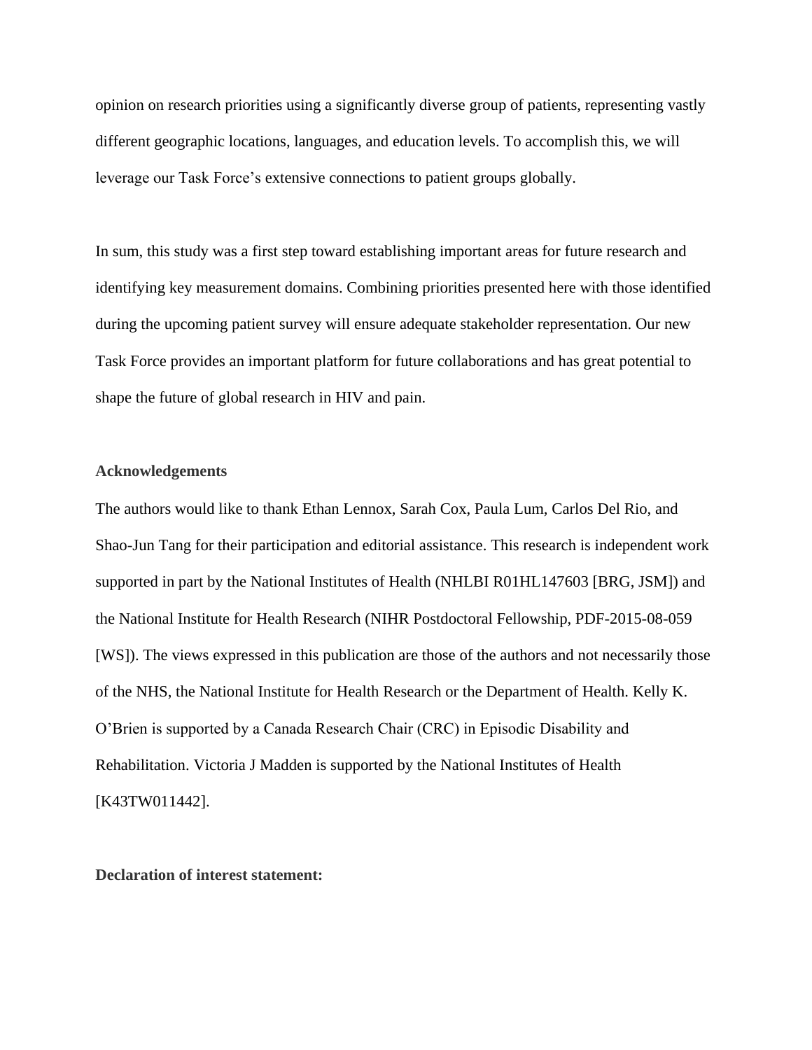opinion on research priorities using a significantly diverse group of patients, representing vastly different geographic locations, languages, and education levels. To accomplish this, we will leverage our Task Force's extensive connections to patient groups globally.

In sum, this study was a first step toward establishing important areas for future research and identifying key measurement domains. Combining priorities presented here with those identified during the upcoming patient survey will ensure adequate stakeholder representation. Our new Task Force provides an important platform for future collaborations and has great potential to shape the future of global research in HIV and pain.

**Acknowledgements**

The authors would like to thank Ethan Lennox, Sarah Cox, Paula Lum, Carlos Del Rio, and Shao-Jun Tang for their participation and editorial assistance. This research is independent work supported in part by the National Institutes of Health (NHLBI R01HL147603 [BRG, JSM]) and the National Institute for Health Research (NIHR Postdoctoral Fellowship, PDF-2015-08-059 [WS]). The views expressed in this publication are those of the authors and not necessarily those of the NHS, the National Institute for Health Research or the Department of Health. Kelly K. O'Brien is supported by a Canada Research Chair (CRC) in Episodic Disability and Rehabilitation. Victoria J Madden is supported by the National Institutes of Health [K43TW011442].

**Declaration of interest statement:**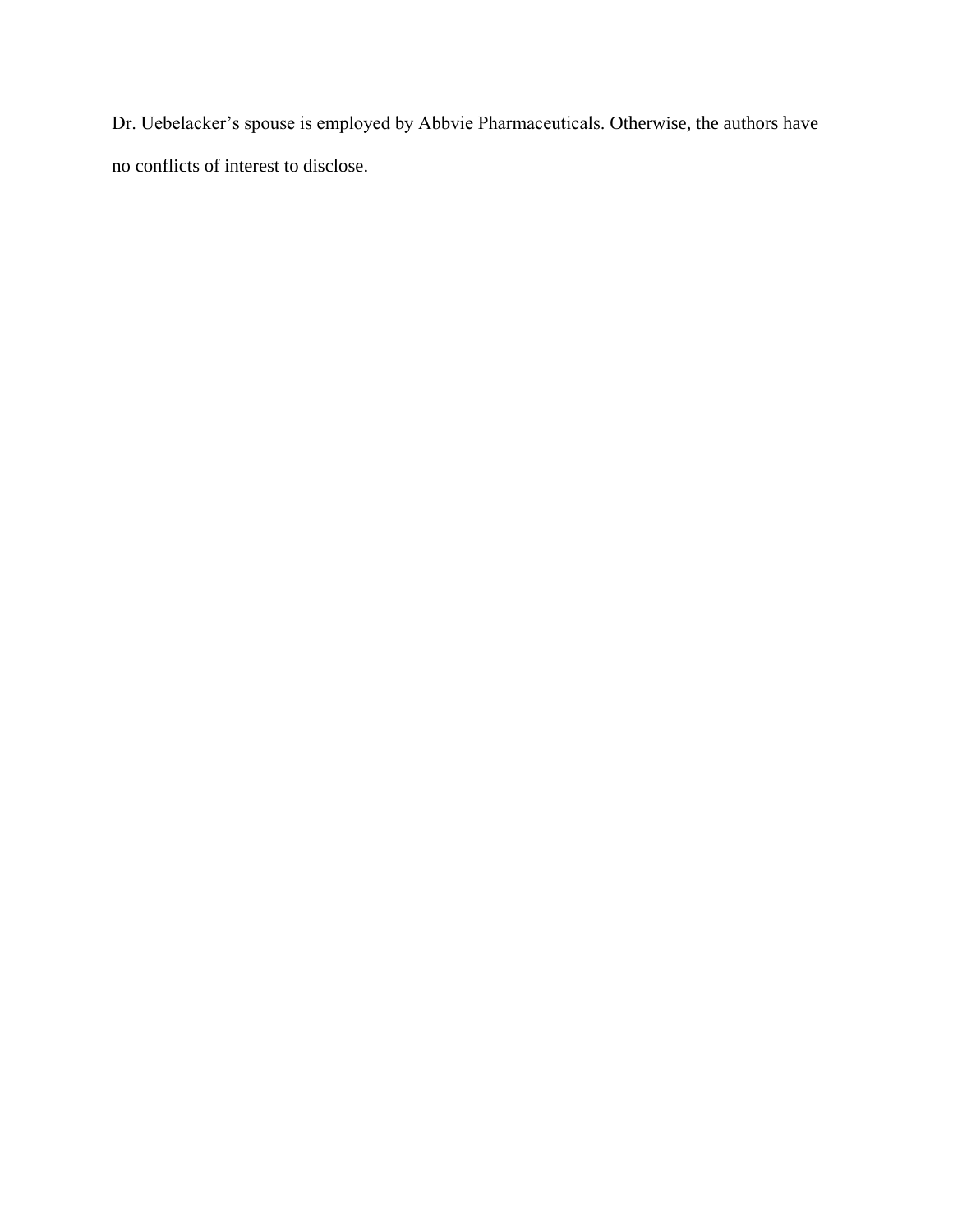Dr. Uebelacker’s spouse is employed by Abbvie Pharmaceuticals. Otherwise, the authors have no conflicts of interest to disclose.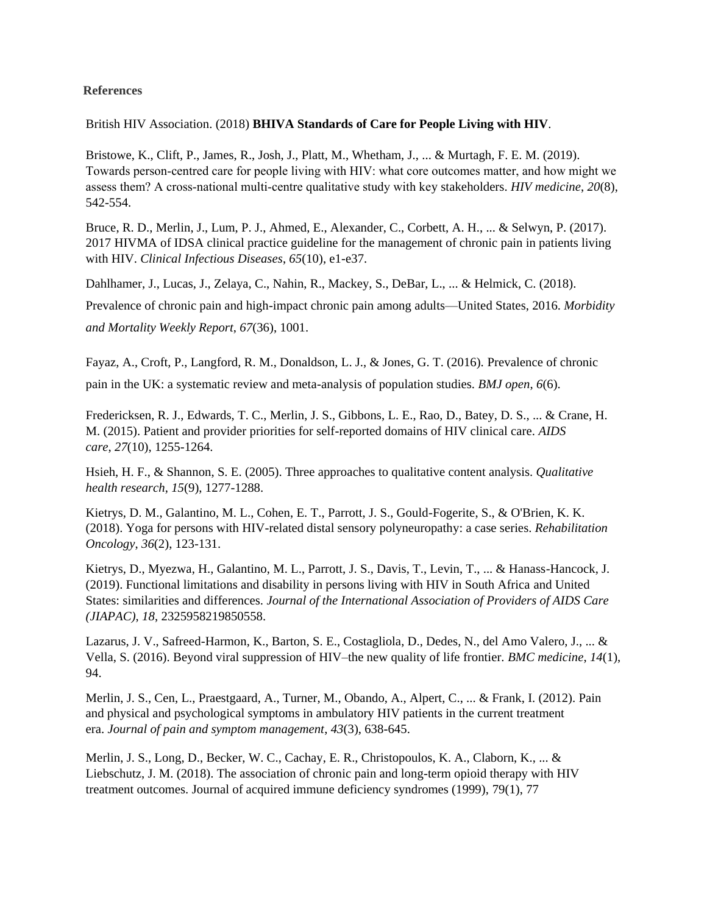**References**

British HIV Association. (2018) **BHIVA Standards of Care for People Living with HIV**.

Bristowe, K., Clift, P., James, R., Josh, J., Platt, M., Whetham, J., ... & Murtagh, F. E. M. (2019). Towards person-centred care for people living with HIV: what core outcomes matter, and how might we assess them? A cross-national multi-centre qualitative study with key stakeholders. *HIV medicine*, *20*(8), 542-554.

Bruce, R. D., Merlin, J., Lum, P. J., Ahmed, E., Alexander, C., Corbett, A. H., ... & Selwyn, P. (2017). 2017 HIVMA of IDSA clinical practice guideline for the management of chronic pain in patients living with HIV. *Clinical Infectious Diseases*, *65*(10), e1-e37.

Dahlhamer, J., Lucas, J., Zelaya, C., Nahin, R., Mackey, S., DeBar, L., ... & Helmick, C. (2018). Prevalence of chronic pain and high-impact chronic pain among adults—United States, 2016. *Morbidity and Mortality Weekly Report*, *67*(36), 1001.

Fayaz, A., Croft, P., Langford, R. M., Donaldson, L. J., & Jones, G. T. (2016). Prevalence of chronic pain in the UK: a systematic review and meta-analysis of population studies. *BMJ open*, *6*(6).

Fredericksen, R. J., Edwards, T. C., Merlin, J. S., Gibbons, L. E., Rao, D., Batey, D. S., ... & Crane, H. M. (2015). Patient and provider priorities for self-reported domains of HIV clinical care. *AIDS care*, *27*(10), 1255-1264.

Hsieh, H. F., & Shannon, S. E. (2005). Three approaches to qualitative content analysis. *Qualitative health research*, *15*(9), 1277-1288.

Kietrys, D. M., Galantino, M. L., Cohen, E. T., Parrott, J. S., Gould-Fogerite, S., & O'Brien, K. K. (2018). Yoga for persons with HIV-related distal sensory polyneuropathy: a case series. *Rehabilitation Oncology*, *36*(2), 123-131.

Kietrys, D., Myezwa, H., Galantino, M. L., Parrott, J. S., Davis, T., Levin, T., ... & Hanass-Hancock, J. (2019). Functional limitations and disability in persons living with HIV in South Africa and United States: similarities and differences. *Journal of the International Association of Providers of AIDS Care (JIAPAC)*, *18*, 2325958219850558.

Lazarus, J. V., Safreed-Harmon, K., Barton, S. E., Costagliola, D., Dedes, N., del Amo Valero, J., ... & Vella, S. (2016). Beyond viral suppression of HIV–the new quality of life frontier. *BMC medicine*, *14*(1), 94.

Merlin, J. S., Cen, L., Praestgaard, A., Turner, M., Obando, A., Alpert, C., ... & Frank, I. (2012). Pain and physical and psychological symptoms in ambulatory HIV patients in the current treatment era. *Journal of pain and symptom management*, *43*(3), 638-645.

Merlin, J. S., Long, D., Becker, W. C., Cachay, E. R., Christopoulos, K. A., Claborn, K., ... & Liebschutz, J. M. (2018). The association of chronic pain and long-term opioid therapy with HIV treatment outcomes. Journal of acquired immune deficiency syndromes (1999), 79(1), 77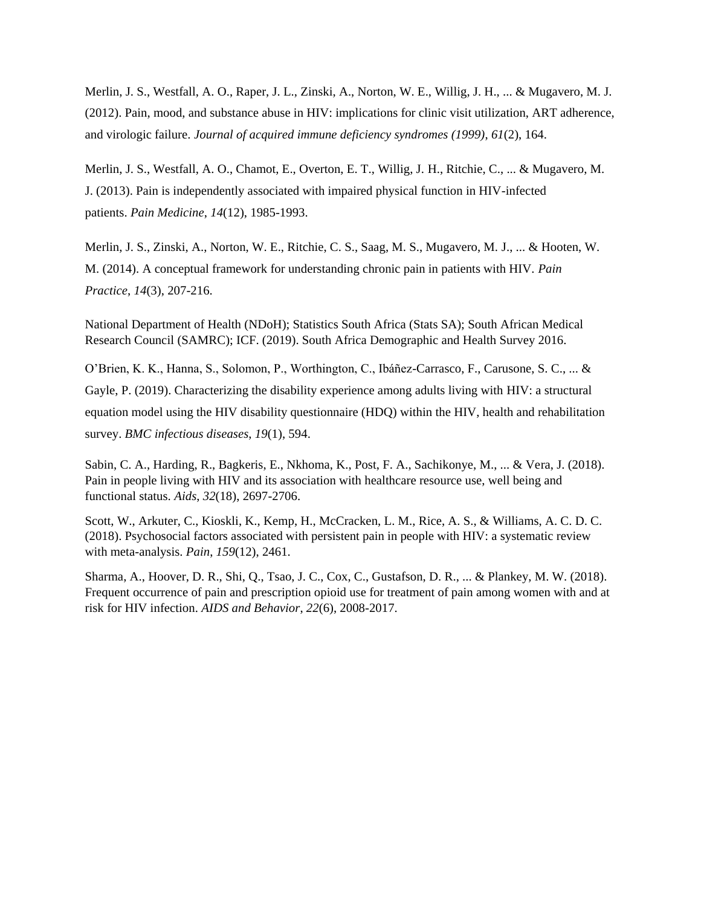Merlin, J. S., Westfall, A. O., Raper, J. L., Zinski, A., Norton, W. E., Willig, J. H., ... & Mugavero, M. J. (2012). Pain, mood, and substance abuse in HIV: implications for clinic visit utilization, ART adherence, and virologic failure. *Journal of acquired immune deficiency syndromes (1999)*, *61*(2), 164.

Merlin, J. S., Westfall, A. O., Chamot, E., Overton, E. T., Willig, J. H., Ritchie, C., ... & Mugavero, M. J. (2013). Pain is independently associated with impaired physical function in HIV-infected patients. *Pain Medicine*, *14*(12), 1985-1993.

Merlin, J. S., Zinski, A., Norton, W. E., Ritchie, C. S., Saag, M. S., Mugavero, M. J., ... & Hooten, W. M. (2014). A conceptual framework for understanding chronic pain in patients with HIV. *Pain Practice*, *14*(3), 207-216.

National Department of Health (NDoH); Statistics South Africa (Stats SA); South African Medical Research Council (SAMRC); ICF. (2019). South Africa Demographic and Health Survey 2016.

O'Brien, K. K., Hanna, S., Solomon, P., Worthington, C., Ibáñez-Carrasco, F., Carusone, S. C., ... & Gayle, P. (2019). Characterizing the disability experience among adults living with HIV: a structural equation model using the HIV disability questionnaire (HDQ) within the HIV, health and rehabilitation survey. *BMC infectious diseases*, *19*(1), 594.

Sabin, C. A., Harding, R., Bagkeris, E., Nkhoma, K., Post, F. A., Sachikonye, M., ... & Vera, J. (2018). Pain in people living with HIV and its association with healthcare resource use, well being and functional status. *Aids, 32*(18), 2697-2706.

Scott, W., Arkuter, C., Kioskli, K., Kemp, H., McCracken, L. M., Rice, A. S., & Williams, A. C. D. C. (2018). Psychosocial factors associated with persistent pain in people with HIV: a systematic review with meta-analysis. *Pain*, *159*(12), 2461.

Sharma, A., Hoover, D. R., Shi, Q., Tsao, J. C., Cox, C., Gustafson, D. R., ... & Plankey, M. W. (2018). Frequent occurrence of pain and prescription opioid use for treatment of pain among women with and at risk for HIV infection. *AIDS and Behavior*, *22*(6), 2008-2017.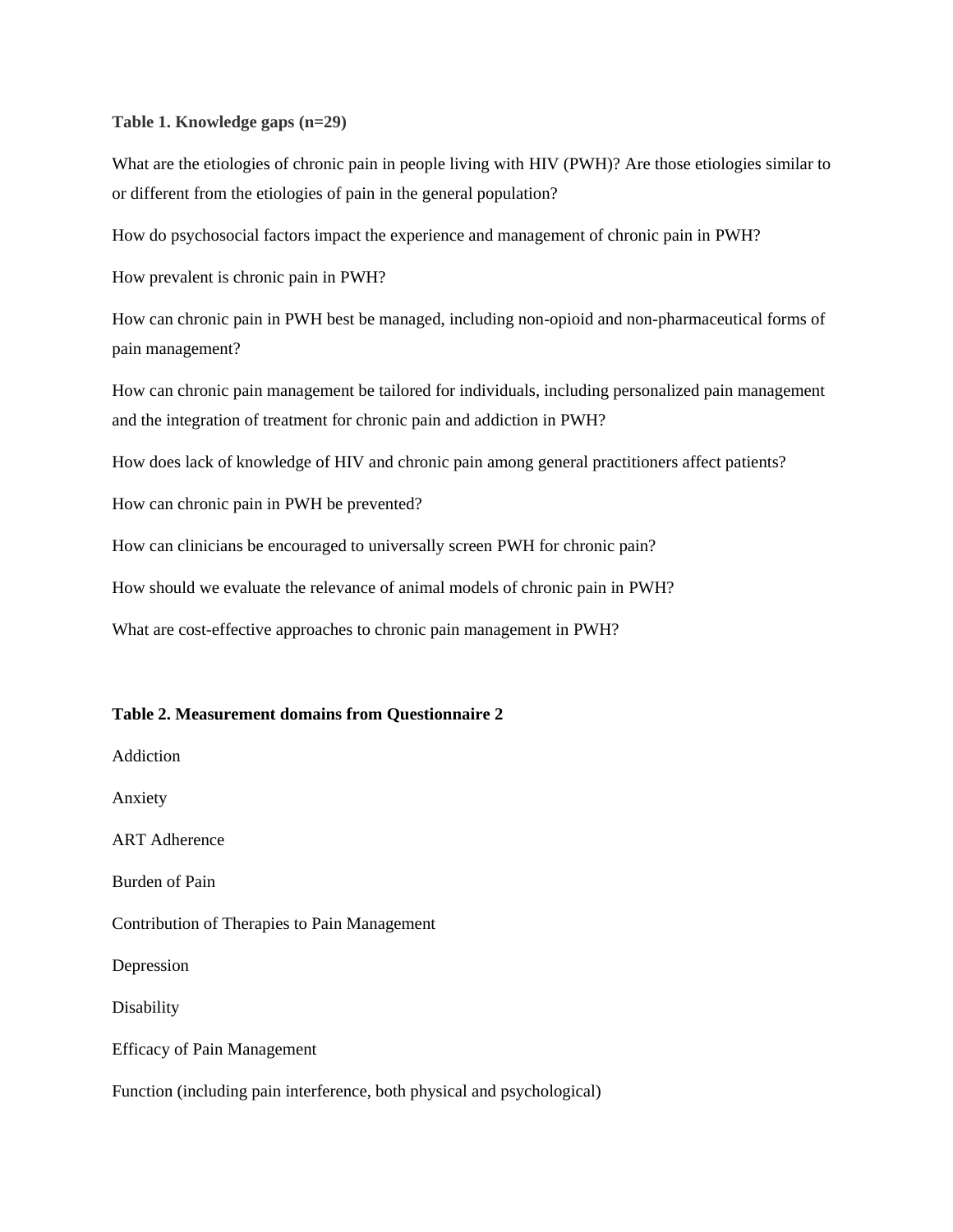**Table 1. Knowledge gaps (n=29)**

What are the etiologies of chronic pain in people living with HIV (PWH)? Are those etiologies similar to or different from the etiologies of pain in the general population?

How do psychosocial factors impact the experience and management of chronic pain in PWH?

How prevalent is chronic pain in PWH?

How can chronic pain in PWH best be managed, including non-opioid and non-pharmaceutical forms of pain management?

How can chronic pain management be tailored for individuals, including personalized pain management and the integration of treatment for chronic pain and addiction in PWH?

How does lack of knowledge of HIV and chronic pain among general practitioners affect patients?

How can chronic pain in PWH be prevented?

How can clinicians be encouraged to universally screen PWH for chronic pain?

How should we evaluate the relevance of animal models of chronic pain in PWH?

What are cost-effective approaches to chronic pain management in PWH?

**Table 2. Measurement domains from Questionnaire 2**

Addiction

Anxiety

ART Adherence

Burden of Pain

Contribution of Therapies to Pain Management

Depression

Disability

Efficacy of Pain Management

Function (including pain interference, both physical and psychological)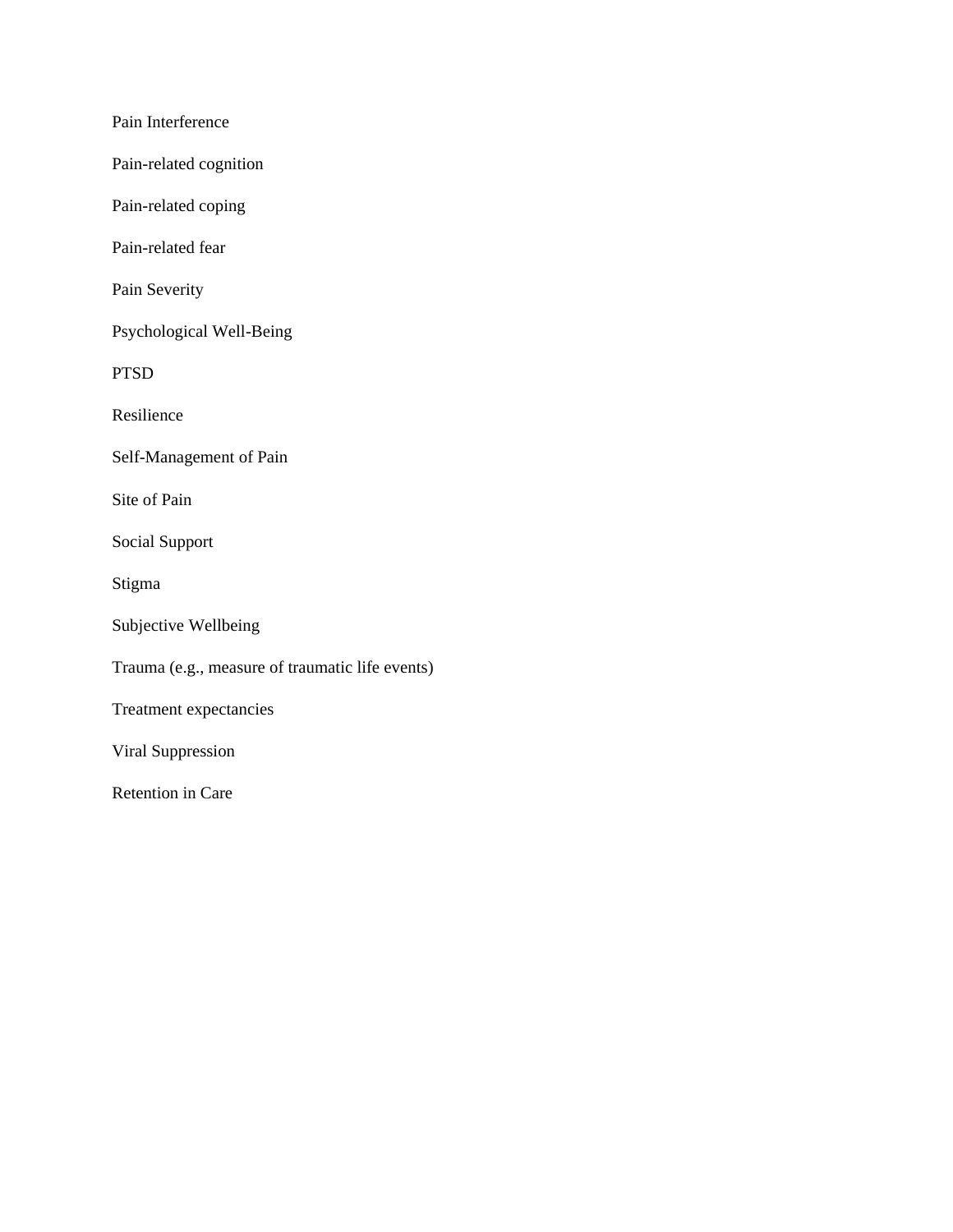Pain Interference

Pain-related cognition

Pain-related coping

Pain-related fear

Pain Severity

Psychological Well-Being

PTSD

Resilience

Self-Management of Pain

Site of Pain

Social Support

Stigma

Subjective Wellbeing

Trauma (e.g., measure of traumatic life events)

Treatment expectancies

Viral Suppression

Retention in Care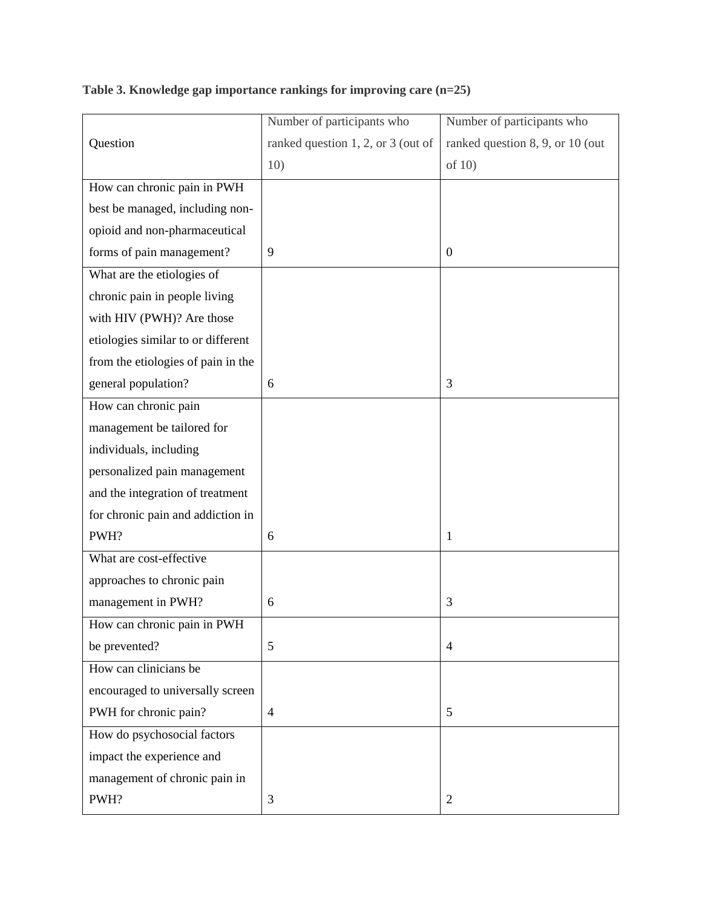**Table 3. Knowledge gap importance rankings for improving care (n=25)**

| Question | Number of participants who ranked question 1, 2, or 3 (out of 10) | Number of participants who ranked question 8, 9, or 10 (out of 10) |
|---|---|---|
| How can chronic pain in PWH best be managed, including non-opioid and non-pharmaceutical forms of pain management? | 9 | 0 |
| What are the etiologies of chronic pain in people living with HIV (PWH)? Are those etiologies similar to or different from the etiologies of pain in the general population? | 6 | 3 |
| How can chronic pain management be tailored for individuals, including personalized pain management and the integration of treatment for chronic pain and addiction in PWH? | 6 | 1 |
| What are cost-effective approaches to chronic pain management in PWH? | 6 | 3 |
| How can chronic pain in PWH be prevented? | 5 | 4 |
| How can clinicians be encouraged to universally screen PWH for chronic pain? | 4 | 5 |
| How do psychosocial factors impact the experience and management of chronic pain in PWH? | 3 | 2 |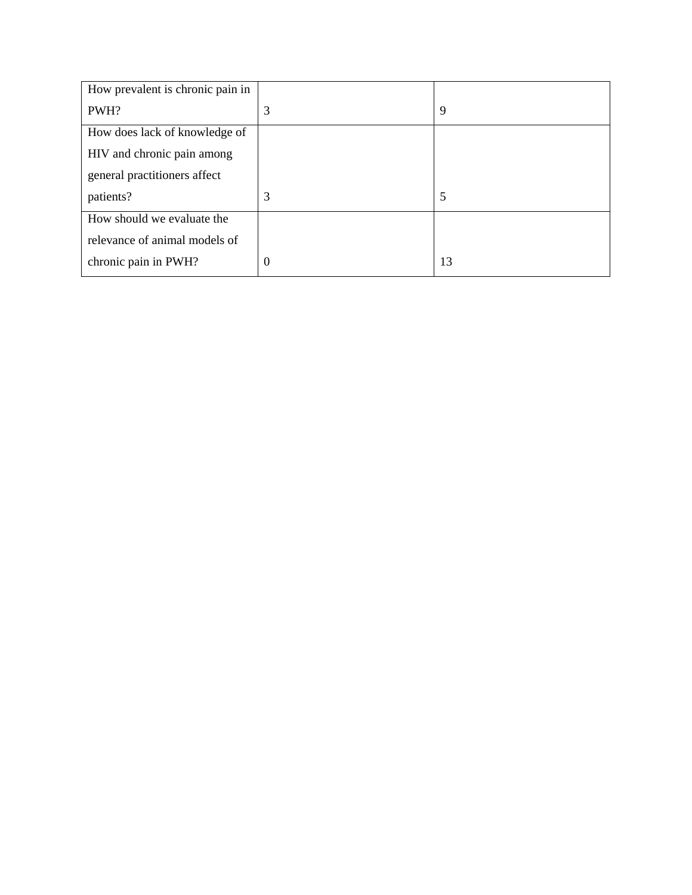| | | |
|---|---|---|
| How prevalent is chronic pain in PWH? | 3 | 9 |
| How does lack of knowledge of HIV and chronic pain among general practitioners affect patients? | 3 | 5 |
| How should we evaluate the relevance of animal models of chronic pain in PWH? | 0 | 13 |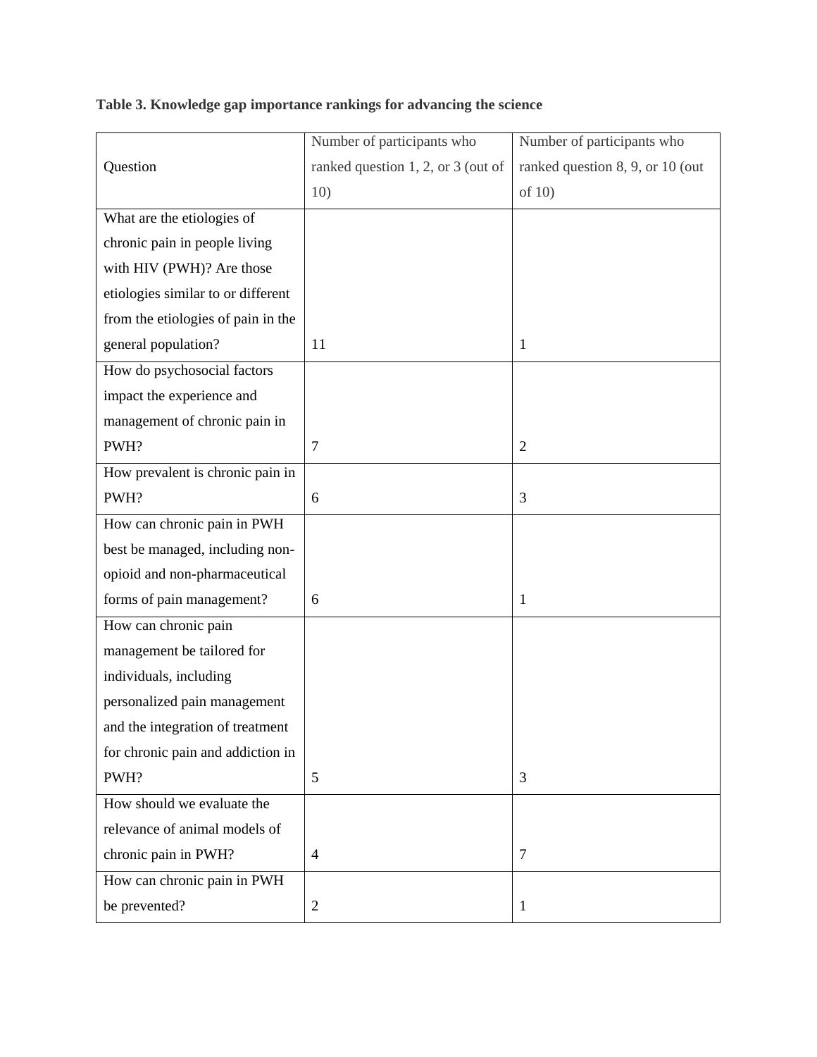**Table 3. Knowledge gap importance rankings for advancing the science**

| Question | Number of participants who ranked question 1, 2, or 3 (out of 10) | Number of participants who ranked question 8, 9, or 10 (out of 10) |
| --- | --- | --- |
| What are the etiologies of chronic pain in people living with HIV (PWH)? Are those etiologies similar to or different from the etiologies of pain in the general population? | 11 | 1 |
| How do psychosocial factors impact the experience and management of chronic pain in PWH? | 7 | 2 |
| How prevalent is chronic pain in PWH? | 6 | 3 |
| How can chronic pain in PWH best be managed, including non-opioid and non-pharmaceutical forms of pain management? | 6 | 1 |
| How can chronic pain management be tailored for individuals, including personalized pain management and the integration of treatment for chronic pain and addiction in PWH? | 5 | 3 |
| How should we evaluate the relevance of animal models of chronic pain in PWH? | 4 | 7 |
| How can chronic pain in PWH be prevented? | 2 | 1 |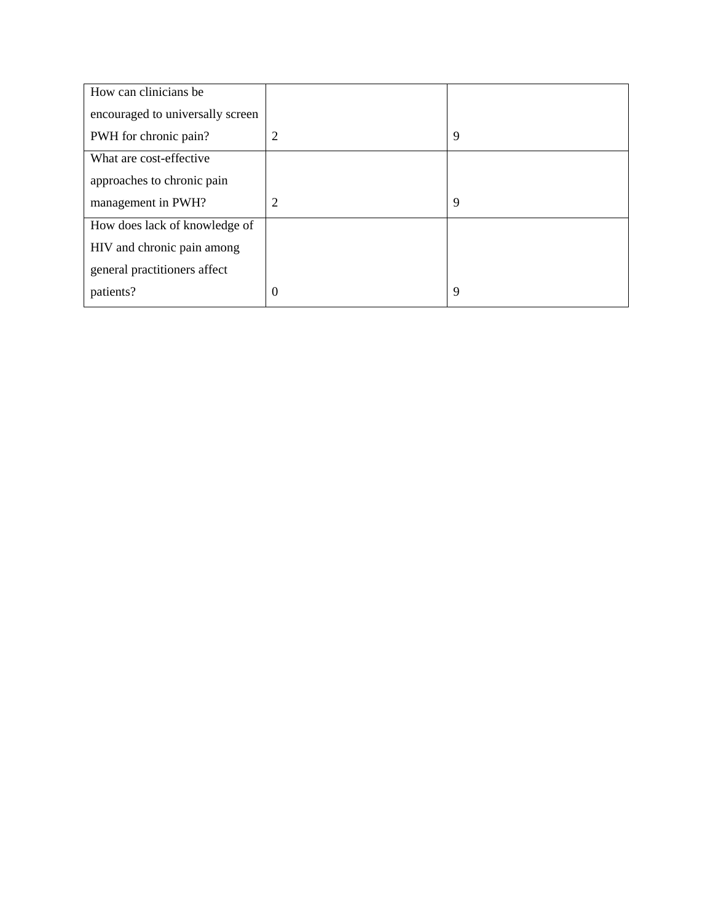| | | |
|---|---|---|
| How can clinicians be encouraged to universally screen PWH for chronic pain? | 2 | 9 |
| What are cost-effective approaches to chronic pain management in PWH? | 2 | 9 |
| How does lack of knowledge of HIV and chronic pain among general practitioners affect patients? | 0 | 9 |